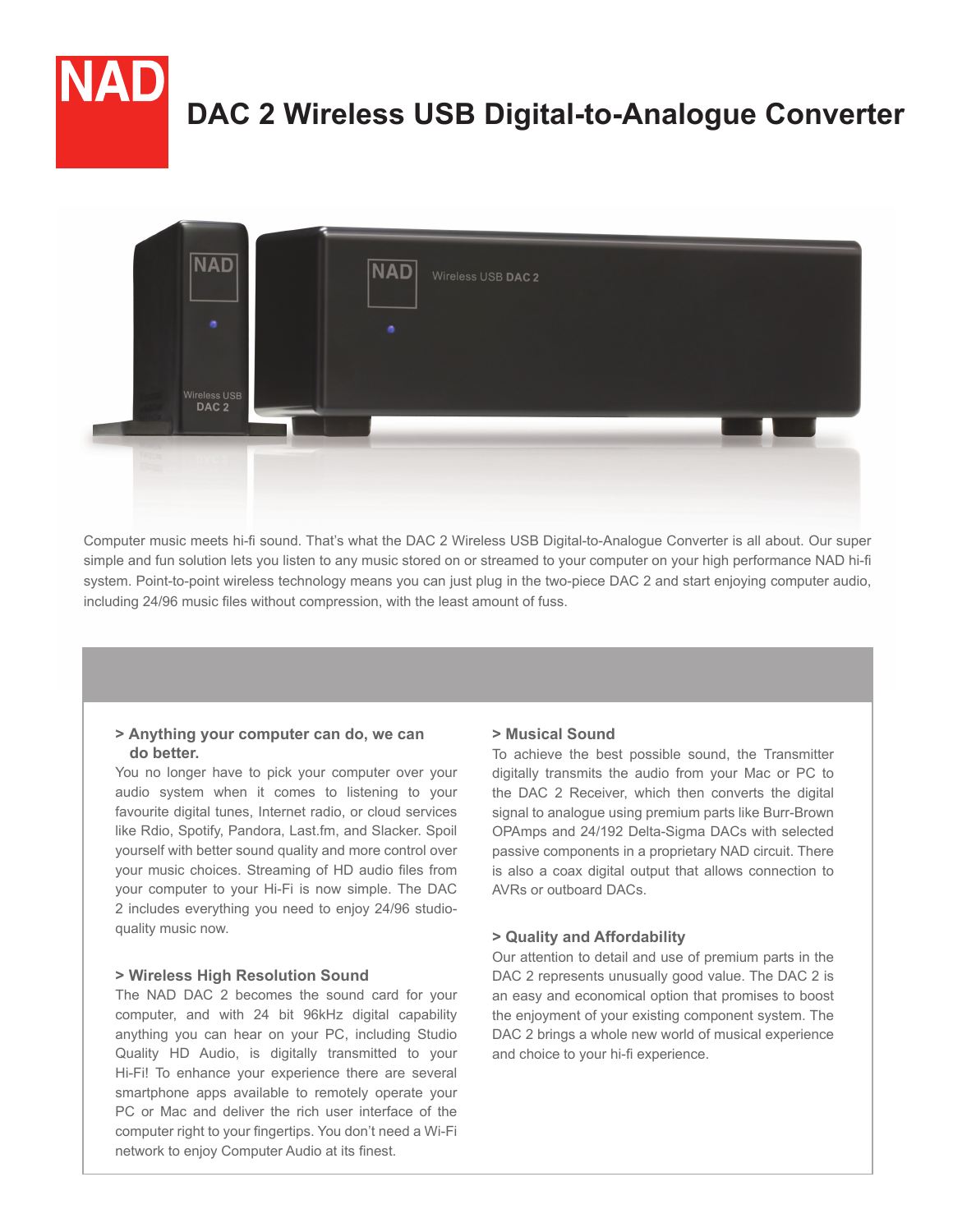# NAD DAC 2 Wireless USB Digital-to-Analogue Converter

Computer music meets hi-fi sound. That's what the DAC 2 Wireless USB Digital-to-Analogue Converter is all about. Our super simple and fun solution lets you listen to any music stored on or streamed to your computer on your high performance NAD hi-fi system. Point-to-point wireless technology means you can just plug in the two-piece DAC 2 and start enjoying computer audio, including 24/96 music files without compression, with the least amount of fuss.

### > Anything your computer can do, we can do better.

You no longer have to pick your computer over your audio system when it comes to listening to your favourite digital tunes, Internet radio, or cloud services like Rdio, Spotify, Pandora, Last.fm, and Slacker. Spoil yourself with better sound quality and more control over your music choices. Streaming of HD audio files from your computer to your Hi-Fi is now simple. The DAC 2 includes everything you need to enjoy 24/96 studio-quality music now.

### > Wireless High Resolution Sound

The NAD DAC 2 becomes the sound card for your computer, and with 24 bit 96kHz digital capability anything you can hear on your PC, including Studio Quality HD Audio, is digitally transmitted to your Hi-Fi! To enhance your experience there are several smartphone apps available to remotely operate your PC or Mac and deliver the rich user interface of the computer right to your fingertips. You don't need a Wi-Fi network to enjoy Computer Audio at its finest.

### > Musical Sound

To achieve the best possible sound, the Transmitter digitally transmits the audio from your Mac or PC to the DAC 2 Receiver, which then converts the digital signal to analogue using premium parts like Burr-Brown OPAmps and 24/192 Delta-Sigma DACs with selected passive components in a proprietary NAD circuit. There is also a coax digital output that allows connection to AVRs or outboard DACs.

### > Quality and Affordability

Our attention to detail and use of premium parts in the DAC 2 represents unusually good value. The DAC 2 is an easy and economical option that promises to boost the enjoyment of your existing component system. The DAC 2 brings a whole new world of musical experience and choice to your hi-fi experience.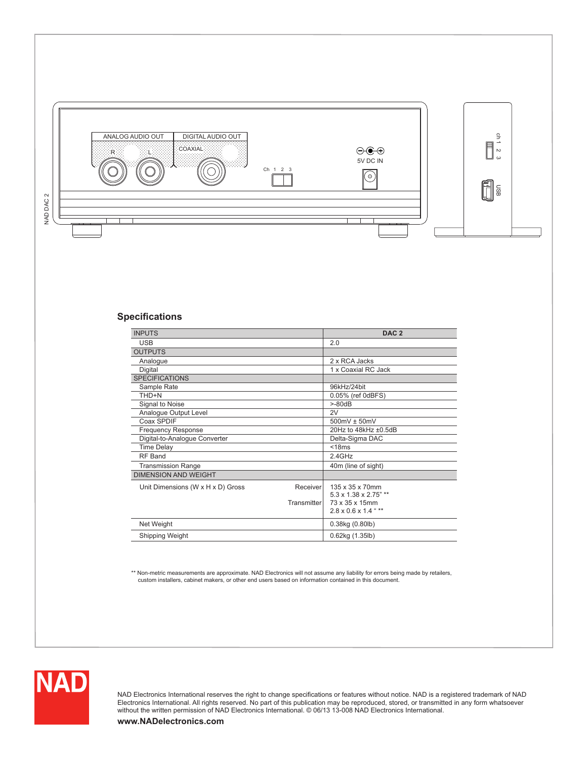ANALOG AUDIO OUT

R L

DIGITAL AUDIO OUT

COAXIAL

Ch 1 2 3

5V DC IN

NAD DAC 2

ch 1 2 3

USB

## Specifications

| INPUTS | | DAC 2 |
|---|---|---|
| USB | | 2.0 |
| OUTPUTS | | |
| Analogue | | 2 x RCA Jacks |
| Digital | | 1 x Coaxial RC Jack |
| SPECIFICATIONS | | |
| Sample Rate | | 96kHz/24bit |
| THD+N | | 0.05% (ref 0dBFS) |
| Signal to Noise | | >-80dB |
| Analogue Output Level | | 2V |
| Coax SPDIF | | 500mV ± 50mV |
| Frequency Response | | 20Hz to 48kHz ±0.5dB |
| Digital-to-Analogue Converter | | Delta-Sigma DAC |
| Time Delay | | <18ms |
| RF Band | | 2.4GHz |
| Transmission Range | | 40m (line of sight) |
| DIMENSION AND WEIGHT | | |
| Unit Dimensions (W x H x D) Gross | Receiver | 135 x 35 x 70mm<br>5.3 x 1.38 x 2.75" ** |
| | Transmitter | 73 x 35 x 15mm<br>2.8 x 0.6 x 1.4 " ** |
| Net Weight | | 0.38kg (0.80lb) |
| Shipping Weight | | 0.62kg (1.35lb) |

** Non-metric measurements are approximate. NAD Electronics will not assume any liability for errors being made by retailers, custom installers, cabinet makers, or other end users based on information contained in this document.

NAD

NAD Electronics International reserves the right to change specifications or features without notice. NAD is a registered trademark of NAD Electronics International. All rights reserved. No part of this publication may be reproduced, stored, or transmitted in any form whatsoever without the written permission of NAD Electronics International. © 06/13 13-008 NAD Electronics International.

**www.NADelectronics.com**